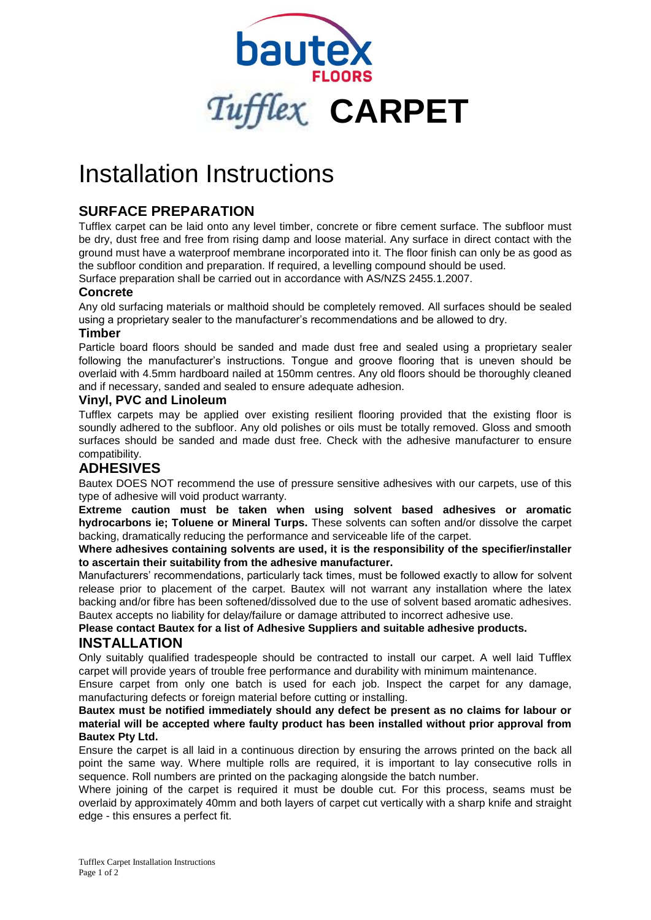bautex FLOORS

# Tufflex CARPET

# Installation Instructions

## SURFACE PREPARATION

Tufflex carpet can be laid onto any level timber, concrete or fibre cement surface. The subfloor must be dry, dust free and free from rising damp and loose material. Any surface in direct contact with the ground must have a waterproof membrane incorporated into it. The floor finish can only be as good as the subfloor condition and preparation. If required, a levelling compound should be used.

Surface preparation shall be carried out in accordance with AS/NZS 2455.1.2007.

### Concrete

Any old surfacing materials or malthoid should be completely removed. All surfaces should be sealed using a proprietary sealer to the manufacturer's recommendations and be allowed to dry.

### Timber

Particle board floors should be sanded and made dust free and sealed using a proprietary sealer following the manufacturer's instructions. Tongue and groove flooring that is uneven should be overlaid with 4.5mm hardboard nailed at 150mm centres. Any old floors should be thoroughly cleaned and if necessary, sanded and sealed to ensure adequate adhesion.

### Vinyl, PVC and Linoleum

Tufflex carpets may be applied over existing resilient flooring provided that the existing floor is soundly adhered to the subfloor. Any old polishes or oils must be totally removed. Gloss and smooth surfaces should be sanded and made dust free. Check with the adhesive manufacturer to ensure compatibility.

## ADHESIVES

Bautex DOES NOT recommend the use of pressure sensitive adhesives with our carpets, use of this type of adhesive will void product warranty.

**Extreme caution must be taken when using solvent based adhesives or aromatic hydrocarbons ie; Toluene or Mineral Turps.** These solvents can soften and/or dissolve the carpet backing, dramatically reducing the performance and serviceable life of the carpet.

**Where adhesives containing solvents are used, it is the responsibility of the specifier/installer to ascertain their suitability from the adhesive manufacturer.**

Manufacturers' recommendations, particularly tack times, must be followed exactly to allow for solvent release prior to placement of the carpet. Bautex will not warrant any installation where the latex backing and/or fibre has been softened/dissolved due to the use of solvent based aromatic adhesives. Bautex accepts no liability for delay/failure or damage attributed to incorrect adhesive use.

**Please contact Bautex for a list of Adhesive Suppliers and suitable adhesive products.**

## INSTALLATION

Only suitably qualified tradespeople should be contracted to install our carpet. A well laid Tufflex carpet will provide years of trouble free performance and durability with minimum maintenance.

Ensure carpet from only one batch is used for each job. Inspect the carpet for any damage, manufacturing defects or foreign material before cutting or installing.

**Bautex must be notified immediately should any defect be present as no claims for labour or material will be accepted where faulty product has been installed without prior approval from Bautex Pty Ltd.**

Ensure the carpet is all laid in a continuous direction by ensuring the arrows printed on the back all point the same way. Where multiple rolls are required, it is important to lay consecutive rolls in sequence. Roll numbers are printed on the packaging alongside the batch number.

Where joining of the carpet is required it must be double cut. For this process, seams must be overlaid by approximately 40mm and both layers of carpet cut vertically with a sharp knife and straight edge - this ensures a perfect fit.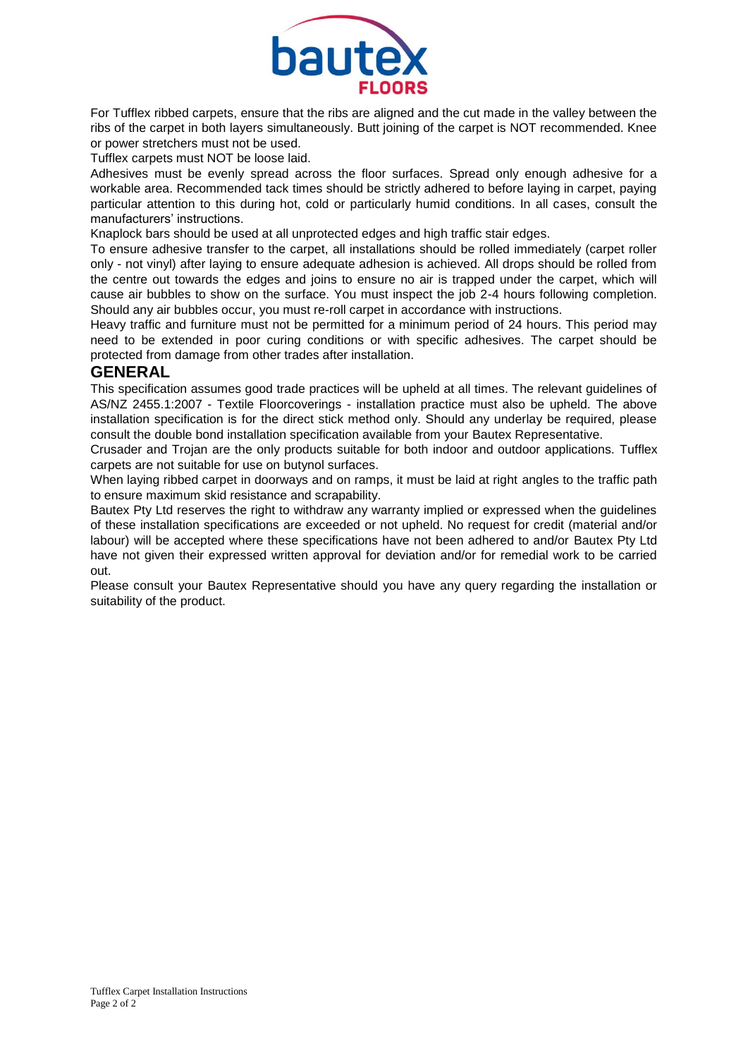For Tufflex ribbed carpets, ensure that the ribs are aligned and the cut made in the valley between the ribs of the carpet in both layers simultaneously. Butt joining of the carpet is NOT recommended. Knee or power stretchers must not be used.

Tufflex carpets must NOT be loose laid.

Adhesives must be evenly spread across the floor surfaces. Spread only enough adhesive for a workable area. Recommended tack times should be strictly adhered to before laying in carpet, paying particular attention to this during hot, cold or particularly humid conditions. In all cases, consult the manufacturers' instructions.

Knaplock bars should be used at all unprotected edges and high traffic stair edges.

To ensure adhesive transfer to the carpet, all installations should be rolled immediately (carpet roller only - not vinyl) after laying to ensure adequate adhesion is achieved. All drops should be rolled from the centre out towards the edges and joins to ensure no air is trapped under the carpet, which will cause air bubbles to show on the surface. You must inspect the job 2-4 hours following completion. Should any air bubbles occur, you must re-roll carpet in accordance with instructions.

Heavy traffic and furniture must not be permitted for a minimum period of 24 hours. This period may need to be extended in poor curing conditions or with specific adhesives. The carpet should be protected from damage from other trades after installation.

## GENERAL

This specification assumes good trade practices will be upheld at all times. The relevant guidelines of AS/NZ 2455.1:2007 - Textile Floorcoverings - installation practice must also be upheld. The above installation specification is for the direct stick method only. Should any underlay be required, please consult the double bond installation specification available from your Bautex Representative.

Crusader and Trojan are the only products suitable for both indoor and outdoor applications. Tufflex carpets are not suitable for use on butynol surfaces.

When laying ribbed carpet in doorways and on ramps, it must be laid at right angles to the traffic path to ensure maximum skid resistance and scrapability.

Bautex Pty Ltd reserves the right to withdraw any warranty implied or expressed when the guidelines of these installation specifications are exceeded or not upheld. No request for credit (material and/or labour) will be accepted where these specifications have not been adhered to and/or Bautex Pty Ltd have not given their expressed written approval for deviation and/or for remedial work to be carried out.

Please consult your Bautex Representative should you have any query regarding the installation or suitability of the product.